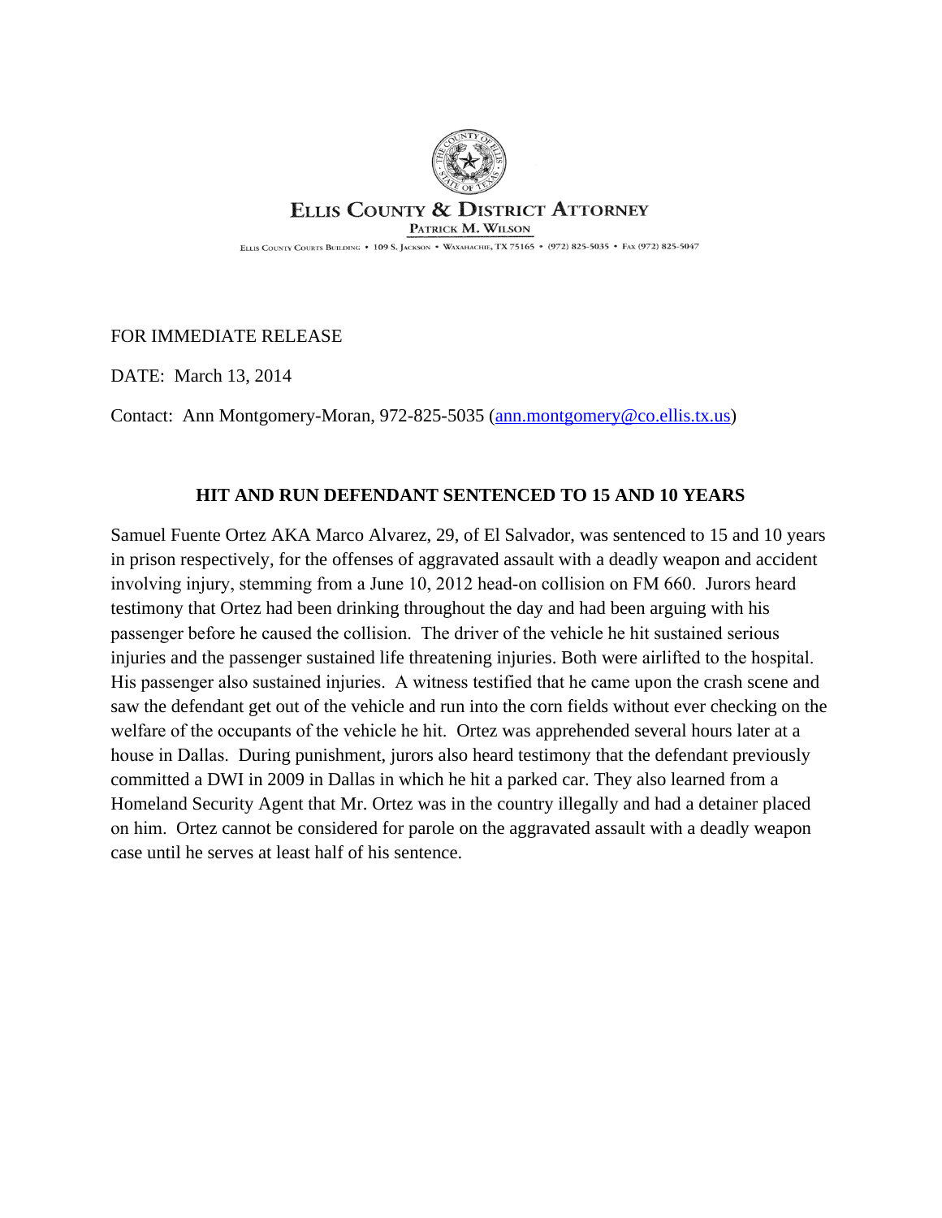ELLIS COUNTY & DISTRICT ATTORNEY

PATRICK M. WILSON

ELLIS COUNTY COURTS BUILDING • 109 S. JACKSON • WAXAHACHIE, TX 75165 • (972) 825-5035 • FAX (972) 825-5047

FOR IMMEDIATE RELEASE

DATE: March 13, 2014

Contact: Ann Montgomery-Moran, 972-825-5035 (ann.montgomery@co.ellis.tx.us)

**HIT AND RUN DEFENDANT SENTENCED TO 15 AND 10 YEARS**

Samuel Fuente Ortez AKA Marco Alvarez, 29, of El Salvador, was sentenced to 15 and 10 years in prison respectively, for the offenses of aggravated assault with a deadly weapon and accident involving injury, stemming from a June 10, 2012 head-on collision on FM 660. Jurors heard testimony that Ortez had been drinking throughout the day and had been arguing with his passenger before he caused the collision. The driver of the vehicle he hit sustained serious injuries and the passenger sustained life threatening injuries. Both were airlifted to the hospital. His passenger also sustained injuries. A witness testified that he came upon the crash scene and saw the defendant get out of the vehicle and run into the corn fields without ever checking on the welfare of the occupants of the vehicle he hit. Ortez was apprehended several hours later at a house in Dallas. During punishment, jurors also heard testimony that the defendant previously committed a DWI in 2009 in Dallas in which he hit a parked car. They also learned from a Homeland Security Agent that Mr. Ortez was in the country illegally and had a detainer placed on him. Ortez cannot be considered for parole on the aggravated assault with a deadly weapon case until he serves at least half of his sentence.